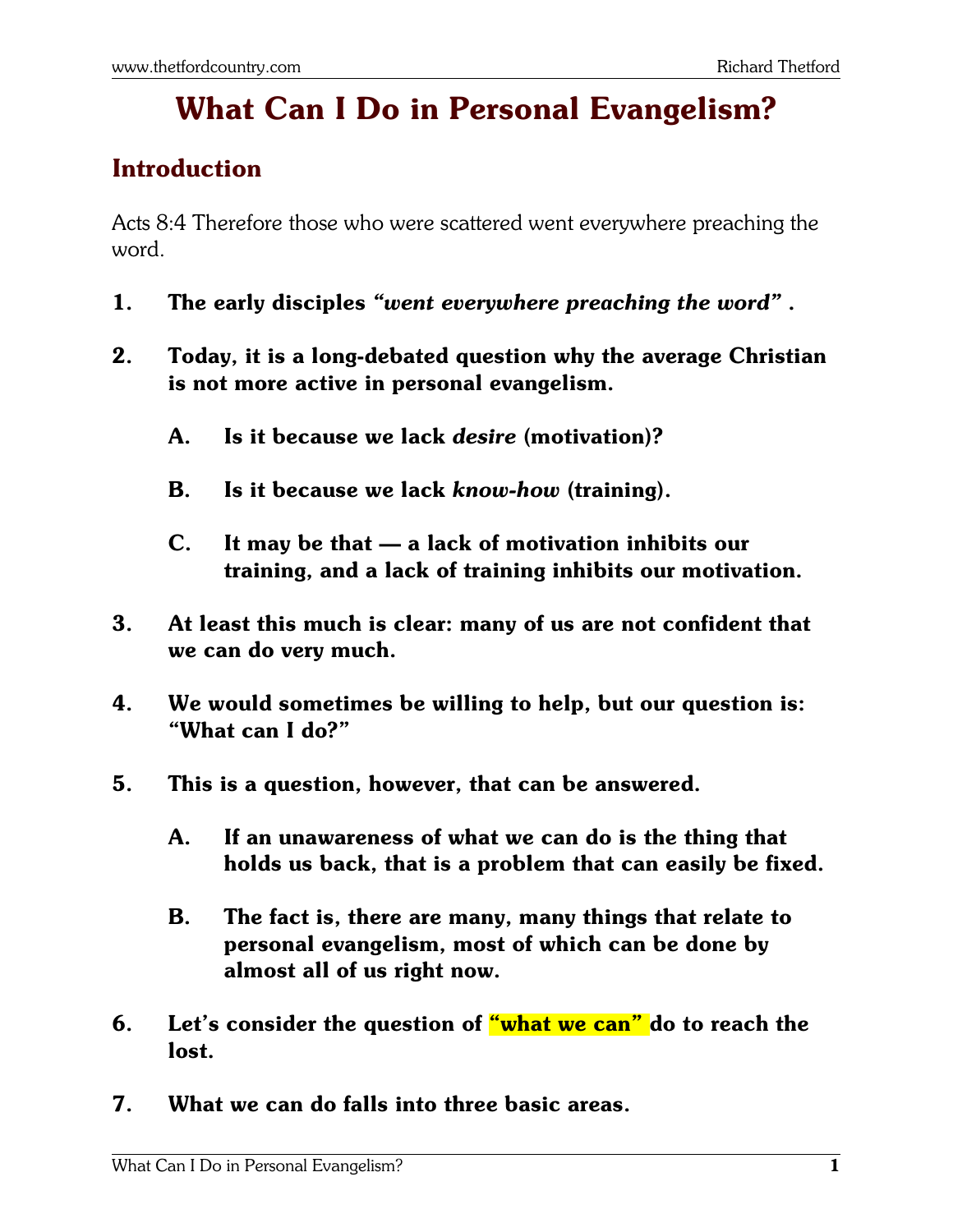# What Can I Do in Personal Evangelism?

## Introduction

Acts 8:4 Therefore those who were scattered went everywhere preaching the word.

1. **The early disciples *"went everywhere preaching the word"* .**

2. **Today, it is a long-debated question why the average Christian is not more active in personal evangelism.**

   A. **Is it because we lack *desire* (motivation)?**

   B. **Is it because we lack *know-how* (training).**

   C. **It may be that — a lack of motivation inhibits our training, and a lack of training inhibits our motivation.**

3. **At least this much is clear: many of us are not confident that we can do very much.**

4. **We would sometimes be willing to help, but our question is: "What can I do?"**

5. **This is a question, however, that can be answered.**

   A. **If an unawareness of what we can do is the thing that holds us back, that is a problem that can easily be fixed.**

   B. **The fact is, there are many, many things that relate to personal evangelism, most of which can be done by almost all of us right now.**

6. **Let's consider the question of "what we can" do to reach the lost.**

7. **What we can do falls into three basic areas.**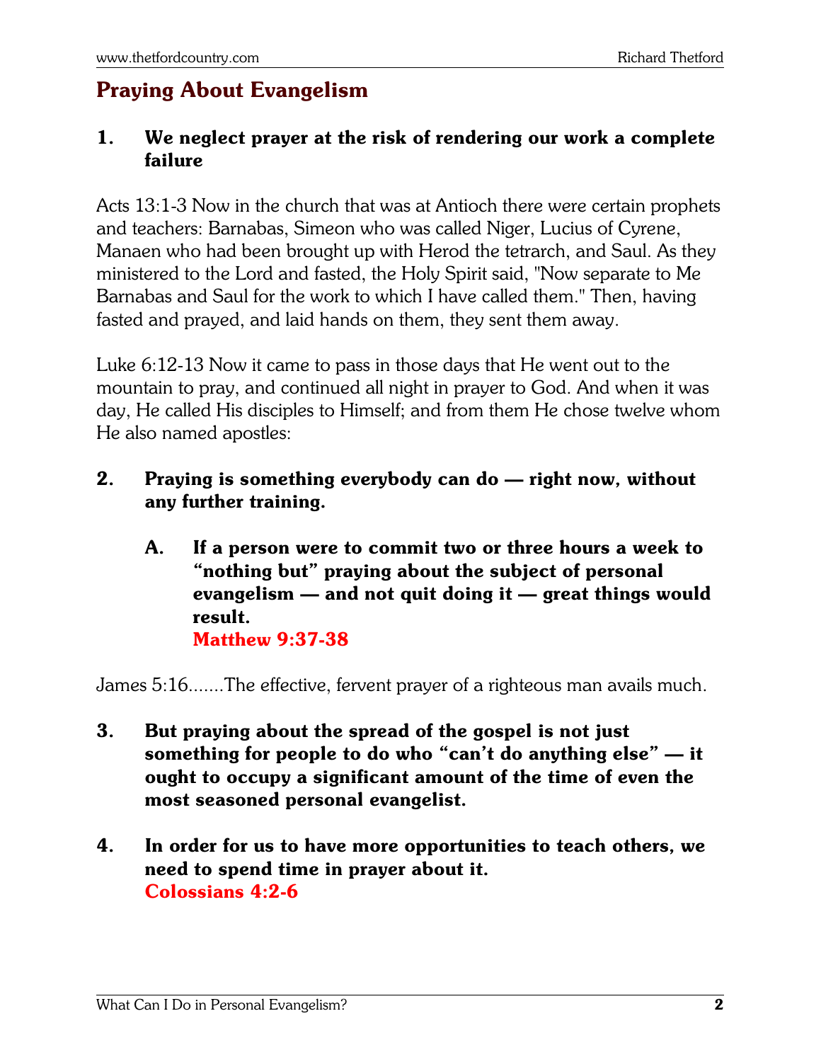## Praying About Evangelism

1. **We neglect prayer at the risk of rendering our work a complete failure**

Acts 13:1-3 Now in the church that was at Antioch there were certain prophets and teachers: Barnabas, Simeon who was called Niger, Lucius of Cyrene, Manaen who had been brought up with Herod the tetrarch, and Saul. As they ministered to the Lord and fasted, the Holy Spirit said, "Now separate to Me Barnabas and Saul for the work to which I have called them." Then, having fasted and prayed, and laid hands on them, they sent them away.

Luke 6:12-13 Now it came to pass in those days that He went out to the mountain to pray, and continued all night in prayer to God. And when it was day, He called His disciples to Himself; and from them He chose twelve whom He also named apostles:

2. **Praying is something everybody can do — right now, without any further training.**

   A. **If a person were to commit two or three hours a week to "nothing but" praying about the subject of personal evangelism — and not quit doing it — great things would result.**
   **Matthew 9:37-38**

James 5:16.......The effective, fervent prayer of a righteous man avails much.

3. **But praying about the spread of the gospel is not just something for people to do who "can't do anything else" — it ought to occupy a significant amount of the time of even the most seasoned personal evangelist.**

4. **In order for us to have more opportunities to teach others, we need to spend time in prayer about it.**
   **Colossians 4:2-6**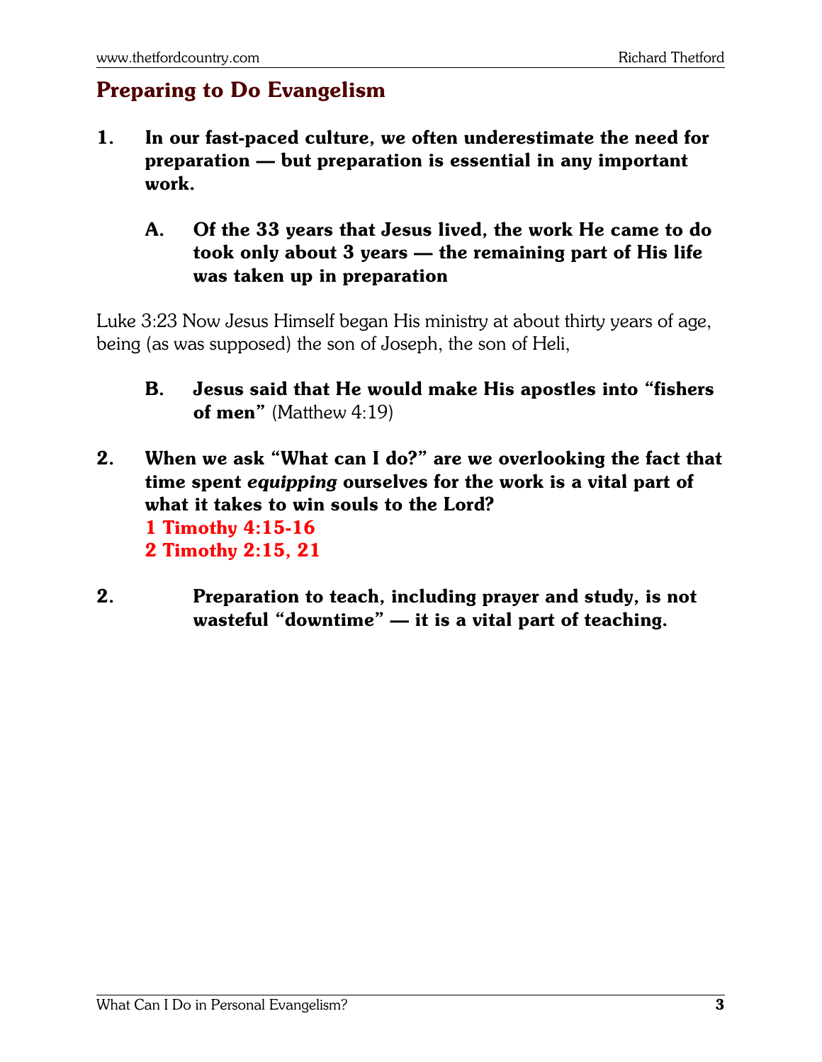## Preparing to Do Evangelism

**1. In our fast-paced culture, we often underestimate the need for preparation — but preparation is essential in any important work.**

**A. Of the 33 years that Jesus lived, the work He came to do took only about 3 years — the remaining part of His life was taken up in preparation**

Luke 3:23 Now Jesus Himself began His ministry at about thirty years of age, being (as was supposed) the son of Joseph, the son of Heli,

**B. Jesus said that He would make His apostles into "fishers of men"** (Matthew 4:19)

**2. When we ask "What can I do?" are we overlooking the fact that time spent *equipping* ourselves for the work is a vital part of what it takes to win souls to the Lord?**
**1 Timothy 4:15-16**
**2 Timothy 2:15, 21**

**2. Preparation to teach, including prayer and study, is not wasteful "downtime" — it is a vital part of teaching.**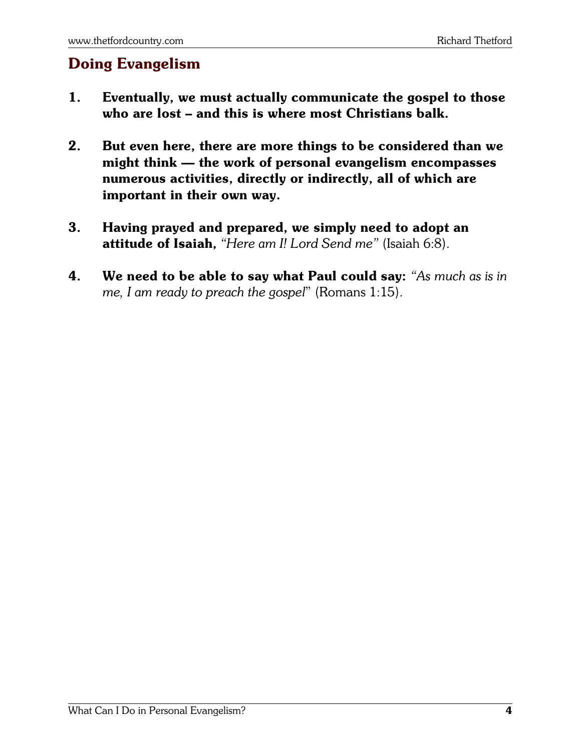## Doing Evangelism

1. **Eventually, we must actually communicate the gospel to those who are lost – and this is where most Christians balk.**

2. **But even here, there are more things to be considered than we might think — the work of personal evangelism encompasses numerous activities, directly or indirectly, all of which are important in their own way.**

3. **Having prayed and prepared, we simply need to adopt an attitude of Isaiah,** *"Here am I! Lord Send me"* (Isaiah 6:8).

4. **We need to be able to say what Paul could say:** *"As much as is in me, I am ready to preach the gospel*" (Romans 1:15).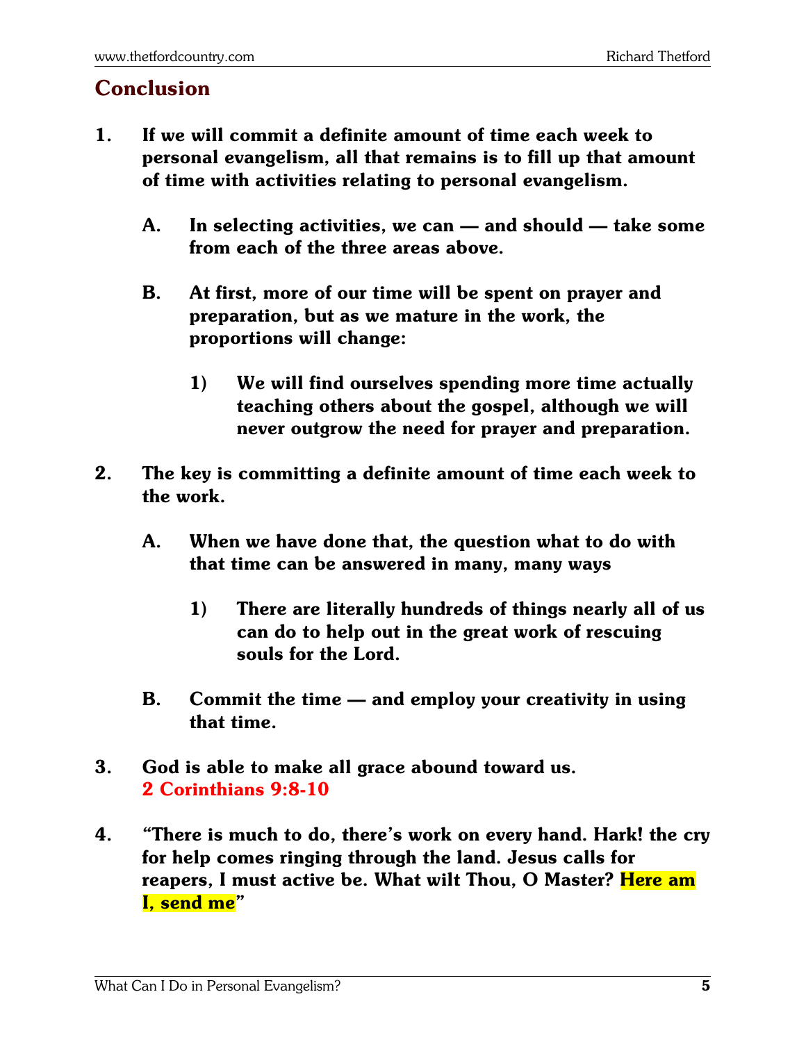## Conclusion

1. **If we will commit a definite amount of time each week to personal evangelism, all that remains is to fill up that amount of time with activities relating to personal evangelism.**

   A. **In selecting activities, we can — and should — take some from each of the three areas above.**

   B. **At first, more of our time will be spent on prayer and preparation, but as we mature in the work, the proportions will change:**

      1) **We will find ourselves spending more time actually teaching others about the gospel, although we will never outgrow the need for prayer and preparation.**

2. **The key is committing a definite amount of time each week to the work.**

   A. **When we have done that, the question what to do with that time can be answered in many, many ways**

      1) **There are literally hundreds of things nearly all of us can do to help out in the great work of rescuing souls for the Lord.**

   B. **Commit the time — and employ your creativity in using that time.**

3. **God is able to make all grace abound toward us.**
   **2 Corinthians 9:8-10**

4. **"There is much to do, there's work on every hand. Hark! the cry for help comes ringing through the land. Jesus calls for reapers, I must active be. What wilt Thou, O Master? Here am I, send me"**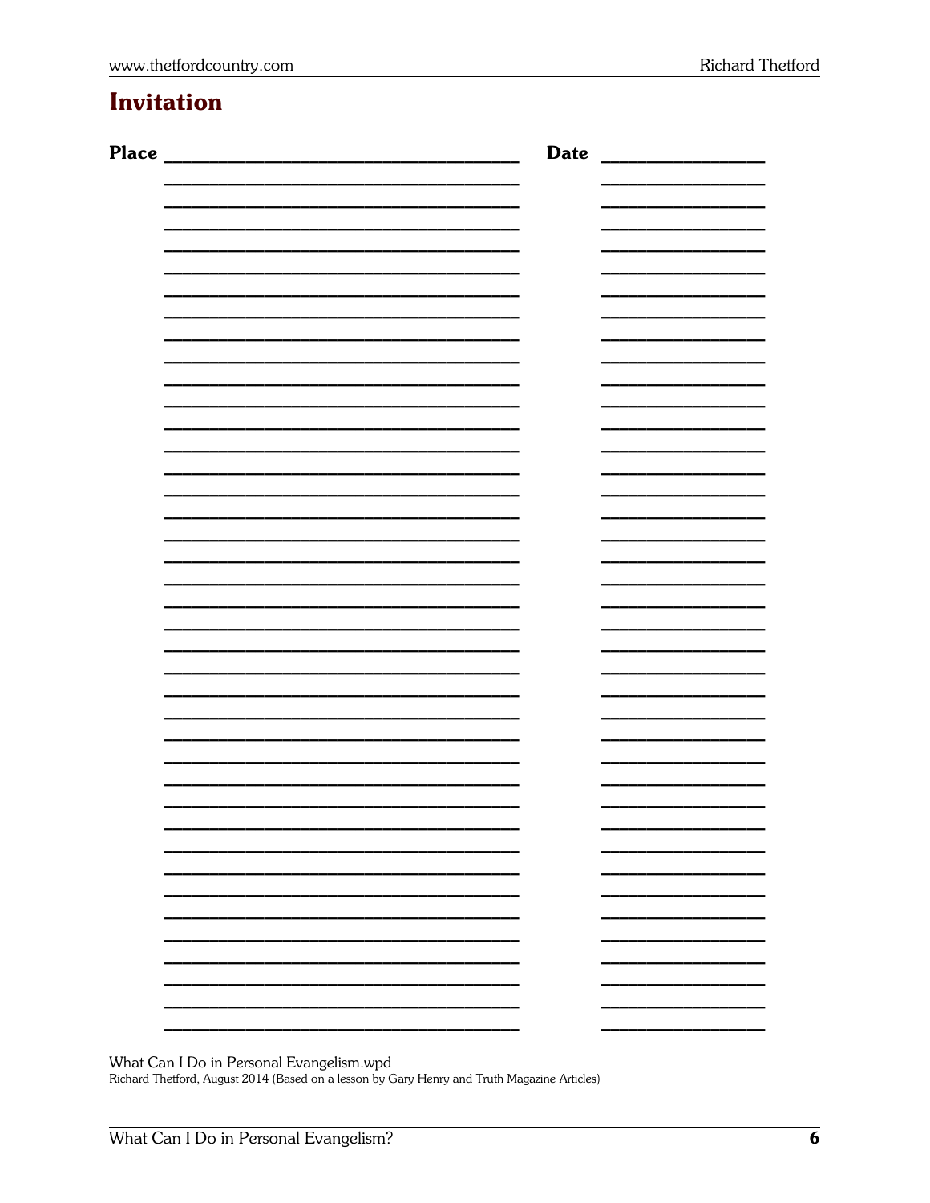## Invitation

| Place | Date |
|---|---|
| | |
| | |
| | |
| | |
| | |
| | |
| | |
| | |
| | |
| | |
| | |
| | |
| | |
| | |
| | |
| | |
| | |
| | |
| | |
| | |
| | |
| | |
| | |
| | |
| | |
| | |
| | |
| | |
| | |
| | |
| | |
| | |
| | |
| | |
| | |
| | |
| | |
| | |
| | |
| | |

What Can I Do in Personal Evangelism.wpd
Richard Thetford, August 2014 (Based on a lesson by Gary Henry and Truth Magazine Articles)